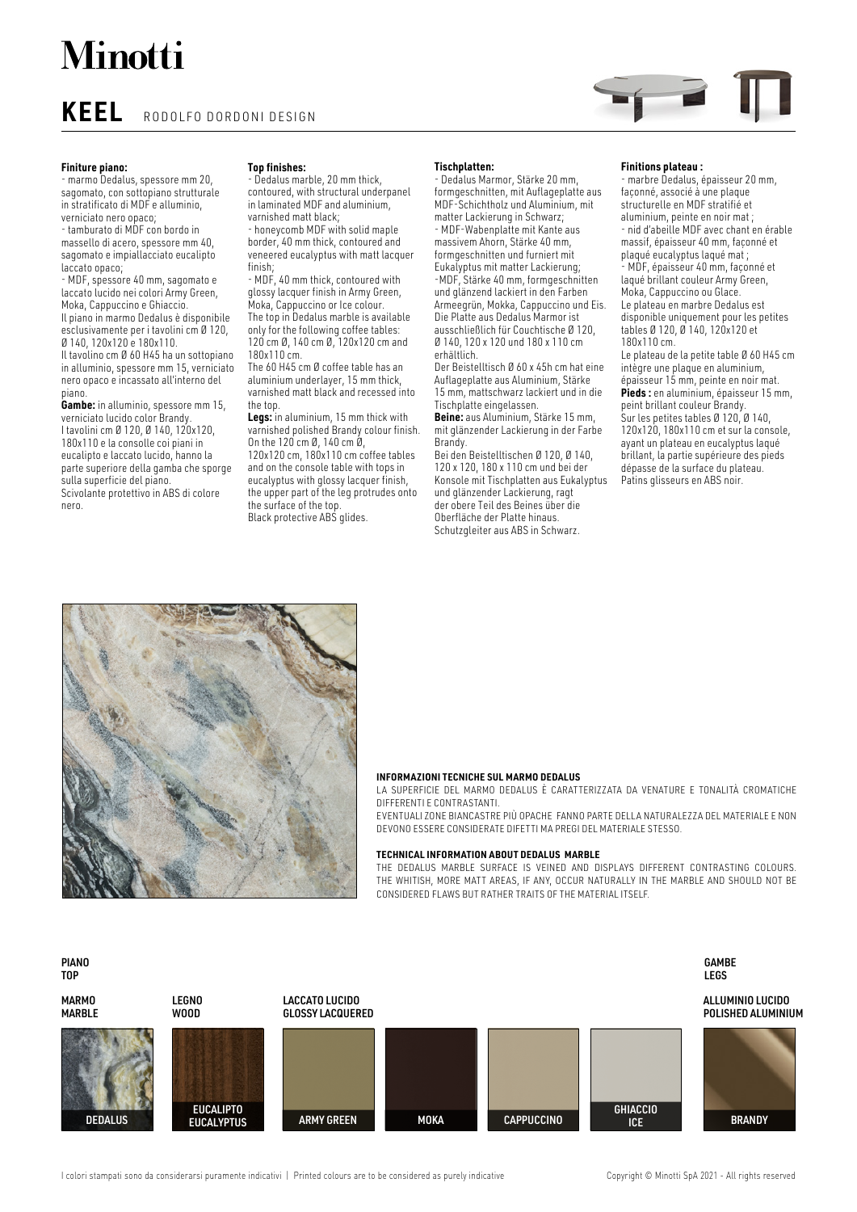# Minotti

## KEEL RODOLFO DORDONI DESIGN

**Finiture piano:**
- marmo Dedalus, spessore mm 20, sagomato, con sottopiano strutturale in stratificato di MDF e alluminio, verniciato nero opaco;
- tamburato di MDF con bordo in massello di acero, spessore mm 40, sagomato e impiallacciato eucalipto laccato opaco;
- MDF, spessore 40 mm, sagomato e laccato lucido nei colori Army Green, Moka, Cappuccino e Ghiaccio.

Il piano in marmo Dedalus è disponibile esclusivamente per i tavolini cm Ø 120, Ø 140, 120x120 e 180x110.
Il tavolino cm Ø 60 H45 ha un sottopiano in alluminio, spessore mm 15, verniciato nero opaco e incassato all'interno del piano.

**Gambe:** in alluminio, spessore mm 15, verniciato lucido color Brandy.
I tavolini cm Ø 120, Ø 140, 120x120, 180x110 e la consolle coi piani in eucalipto e laccato lucido, hanno la parte superiore della gamba che sporge sulla superficie del piano.
Scivolante protettivo in ABS di colore nero.

**Top finishes:**
- Dedalus marble, 20 mm thick, contoured, with structural underpanel in laminated MDF and aluminium, varnished matt black;
- honeycomb MDF with solid maple border, 40 mm thick, contoured and veneered eucalyptus with matt lacquer finish;
- MDF, 40 mm thick, contoured with glossy lacquer finish in Army Green, Moka, Cappuccino or Ice colour.

The top in Dedalus marble is available only for the following coffee tables: 120 cm Ø, 140 cm Ø, 120x120 cm and 180x110 cm.
The 60 H45 cm Ø coffee table has an aluminium underlayer, 15 mm thick, varnished matt black and recessed into the top.

**Legs:** in aluminium, 15 mm thick with varnished polished Brandy colour finish.
On the 120 cm Ø, 140 cm Ø, 120x120 cm, 180x110 cm coffee tables and on the console table with tops in eucalyptus with glossy lacquer finish, the upper part of the leg protrudes onto the surface of the top.
Black protective ABS glides.

**Tischplatten:**
- Dedalus Marmor, Stärke 20 mm, formgeschnitten, mit Auflageplatte aus MDF-Schichtholz und Aluminium, mit matter Lackierung in Schwarz;
- MDF-Wabenplatte mit Kante aus massivem Ahorn, Stärke 40 mm, formgeschnitten und furniert mit Eukalyptus mit matter Lackierung;
-MDF, Stärke 40 mm, formgeschnitten und glänzend lackiert in den Farben Armeegrün, Mokka, Cappuccino und Eis.

Die Platte aus Dedalus Marmor ist ausschließlich für Couchtische Ø 120, Ø 140, 120 x 120 und 180 x 110 cm erhältlich.
Der Beistelltisch Ø 60 x 45h cm hat eine Auflageplatte aus Aluminium, Stärke 15 mm, mattschwarz lackiert und in die Tischplatte eingelassen.

**Beine:** aus Aluminium, Stärke 15 mm, mit glänzender Lackierung in der Farbe Brandy.
Bei den Beistelltischen Ø 120, Ø 140, 120 x 120, 180 x 110 cm und bei der Konsole mit Tischplatten aus Eukalyptus und glänzender Lackierung, ragt der obere Teil des Beines über die Oberfläche der Platte hinaus.
Schutzgleiter aus ABS in Schwarz.

**Finitions plateau :**
- marbre Dedalus, épaisseur 20 mm, façonné, associé à une plaque structurelle en MDF stratifié et aluminium, peinte en noir mat ;
- nid d'abeille MDF avec chant en érable massif, épaisseur 40 mm, façonné et plaqué eucalyptus laqué mat ;
- MDF, épaisseur 40 mm, façonné et laqué brillant couleur Army Green, Moka, Cappuccino ou Glace.

Le plateau en marbre Dedalus est disponible uniquement pour les petites tables Ø 120, Ø 140, 120x120 et 180x110 cm.
Le plateau de la petite table Ø 60 H45 cm intègre une plaque en aluminium, épaisseur 15 mm, peinte en noir mat.

**Pieds :** en aluminium, épaisseur 15 mm, peint brillant couleur Brandy.
Sur les petites tables Ø 120, Ø 140, 120x120, 180x110 cm et sur la console, ayant un plateau en eucalyptus laqué brillant, la partie supérieure des pieds dépasse de la surface du plateau.
Patins glisseurs en ABS noir.

**INFORMAZIONI TECNICHE SUL MARMO DEDALUS**

LA SUPERFICIE DEL MARMO DEDALUS È CARATTERIZZATA DA VENATURE E TONALITÀ CROMATICHE DIFFERENTI E CONTRASTANTI.
EVENTUALI ZONE BIANCASTRE PIÙ OPACHE FANNO PARTE DELLA NATURALEZZA DEL MATERIALE E NON DEVONO ESSERE CONSIDERATE DIFETTI MA PREGI DEL MATERIALE STESSO.

**TECHNICAL INFORMATION ABOUT DEDALUS MARBLE**

THE DEDALUS MARBLE SURFACE IS VEINED AND DISPLAYS DIFFERENT CONTRASTING COLOURS. THE WHITISH, MORE MATT AREAS, IF ANY, OCCUR NATURALLY IN THE MARBLE AND SHOULD NOT BE CONSIDERED FLAWS BUT RATHER TRAITS OF THE MATERIAL ITSELF.

**PIANO / TOP**

**MARMO / MARBLE**
- DEDALUS

**LEGNO / WOOD**
- EUCALIPTO / EUCALYPTUS

**LACCATO LUCIDO / GLOSSY LACQUERED**
- ARMY GREEN
- MOKA
- CAPPUCCINO
- GHIACCIO / ICE

**GAMBE / LEGS**

**ALLUMINIO LUCIDO / POLISHED ALUMINIUM**
- BRANDY

I colori stampati sono da considerarsi puramente indicativi | Printed colours are to be considered as purely indicative

Copyright © Minotti SpA 2021 - All rights reserved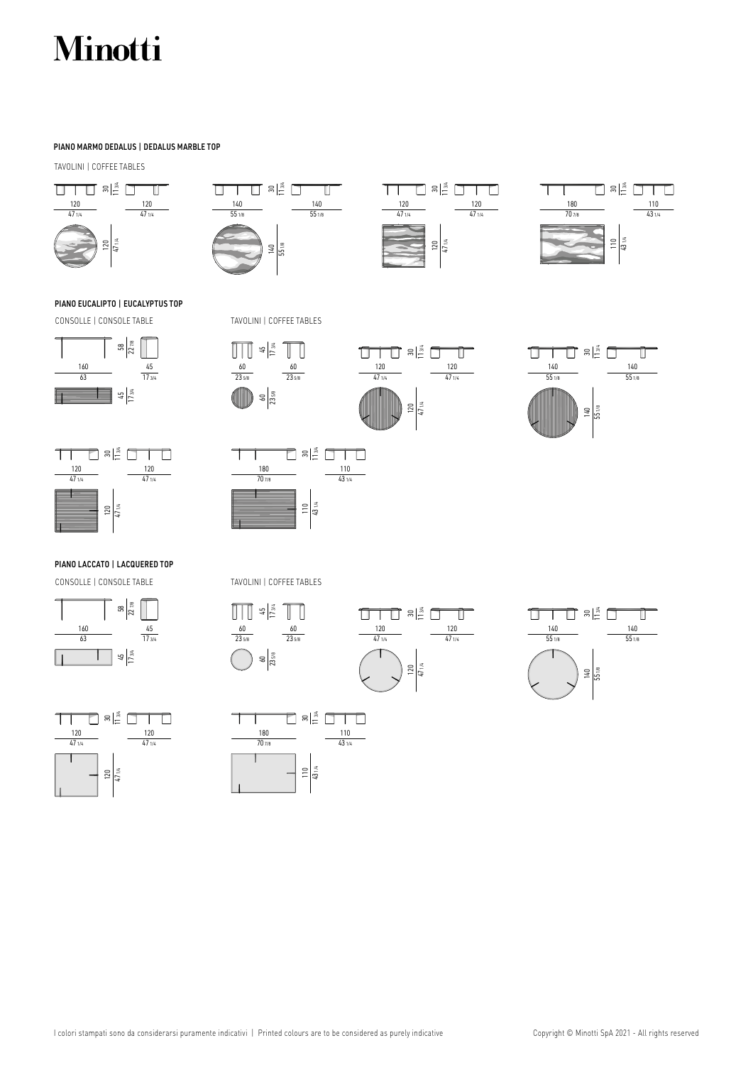# Minotti

**PIANO MARMO DEDALUS | DEDALUS MARBLE TOP**

TAVOLINI | COFFEE TABLES

30
11 3/4
120
47 1/4
120
47 1/4
120
47 1/4

30
11 3/4
140
55 1/8
140
55 1/8
140
55 1/8

30
11 3/4
120
47 1/4
120
47 1/4
120
47 1/4

30
11 3/4
180
70 7/8
110
43 1/4
110
43 1/4

**PIANO EUCALIPTO | EUCALYPTUS TOP**

CONSOLLE | CONSOLE TABLE

58
22 7/8
160
63
45
17 3/4
45
17 3/4

TAVOLINI | COFFEE TABLES

45
17 3/4
60
23 5/8
60
23 5/8
60
23 5/8

30
11 3/4
120
47 1/4
120
47 1/4
120
47 1/4

30
11 3/4
140
55 1/8
140
55 1/8
140
55 1/8

30
11 3/4
120
47 1/4
120
47 1/4
120
47 1/4

30
11 3/4
180
70 7/8
110
43 1/4
110
43 1/4

**PIANO LACCATO | LACQUERED TOP**

CONSOLLE | CONSOLE TABLE

58
22 7/8
160
63
45
17 3/4
45
17 3/4

TAVOLINI | COFFEE TABLES

45
17 3/4
60
23 5/8
60
23 5/8
60
23 5/8

30
11 3/4
120
47 1/4
120
47 1/4
120
47 1/4

30
11 3/4
140
55 1/8
140
55 1/8
140
55 1/8

30
11 3/4
120
47 1/4
120
47 1/4
120
47 1/4

30
11 3/4
180
70 7/8
110
43 1/4
110
43 1/4

I colori stampati sono da considerarsi puramente indicativi | Printed colours are to be considered as purely indicative

Copyright © Minotti SpA 2021 - All rights reserved